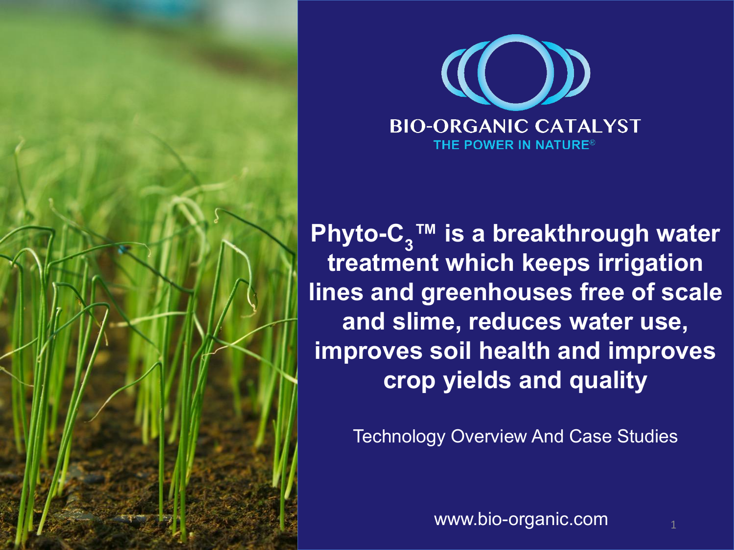# BIO-ORGANIC CATALYST

THE POWER IN NATURE®

## Phyto-$C_3$™ is a breakthrough water treatment which keeps irrigation lines and greenhouses free of scale and slime, reduces water use, improves soil health and improves crop yields and quality

Technology Overview And Case Studies

www.bio-organic.com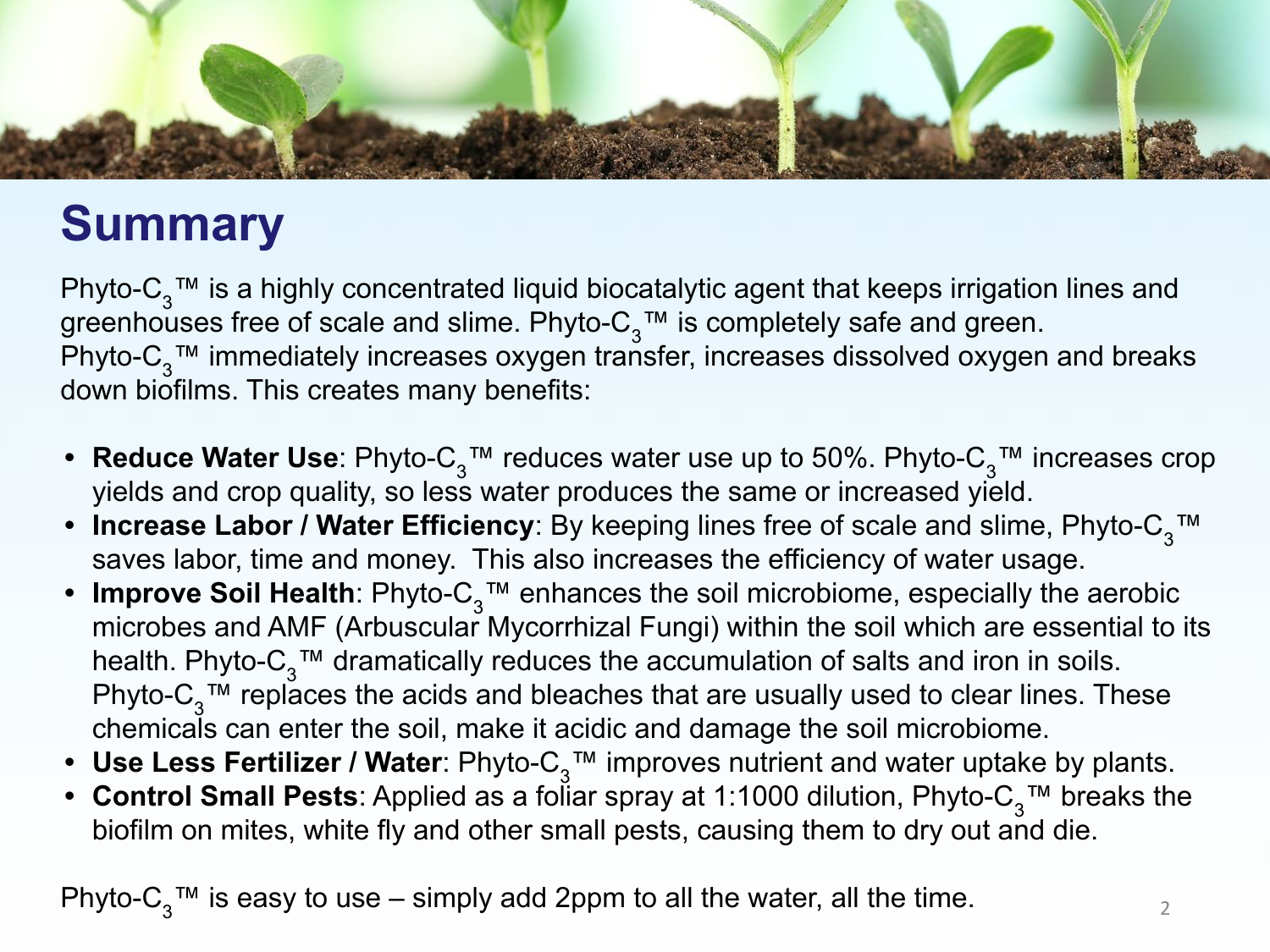# Summary

Phyto-$C_3$™ is a highly concentrated liquid biocatalytic agent that keeps irrigation lines and greenhouses free of scale and slime. Phyto-$C_3$™ is completely safe and green. Phyto-$C_3$™ immediately increases oxygen transfer, increases dissolved oxygen and breaks down biofilms. This creates many benefits:

- **Reduce Water Use**: Phyto-$C_3$™ reduces water use up to 50%. Phyto-$C_3$™ increases crop yields and crop quality, so less water produces the same or increased yield.
- **Increase Labor / Water Efficiency**: By keeping lines free of scale and slime, Phyto-$C_3$™ saves labor, time and money. This also increases the efficiency of water usage.
- **Improve Soil Health**: Phyto-$C_3$™ enhances the soil microbiome, especially the aerobic microbes and AMF (Arbuscular Mycorrhizal Fungi) within the soil which are essential to its health. Phyto-$C_3$™ dramatically reduces the accumulation of salts and iron in soils. Phyto-$C_3$™ replaces the acids and bleaches that are usually used to clear lines. These chemicals can enter the soil, make it acidic and damage the soil microbiome.
- **Use Less Fertilizer / Water**: Phyto-$C_3$™ improves nutrient and water uptake by plants.
- **Control Small Pests**: Applied as a foliar spray at 1:1000 dilution, Phyto-$C_3$™ breaks the biofilm on mites, white fly and other small pests, causing them to dry out and die.

Phyto-$C_3$™ is easy to use – simply add 2ppm to all the water, all the time.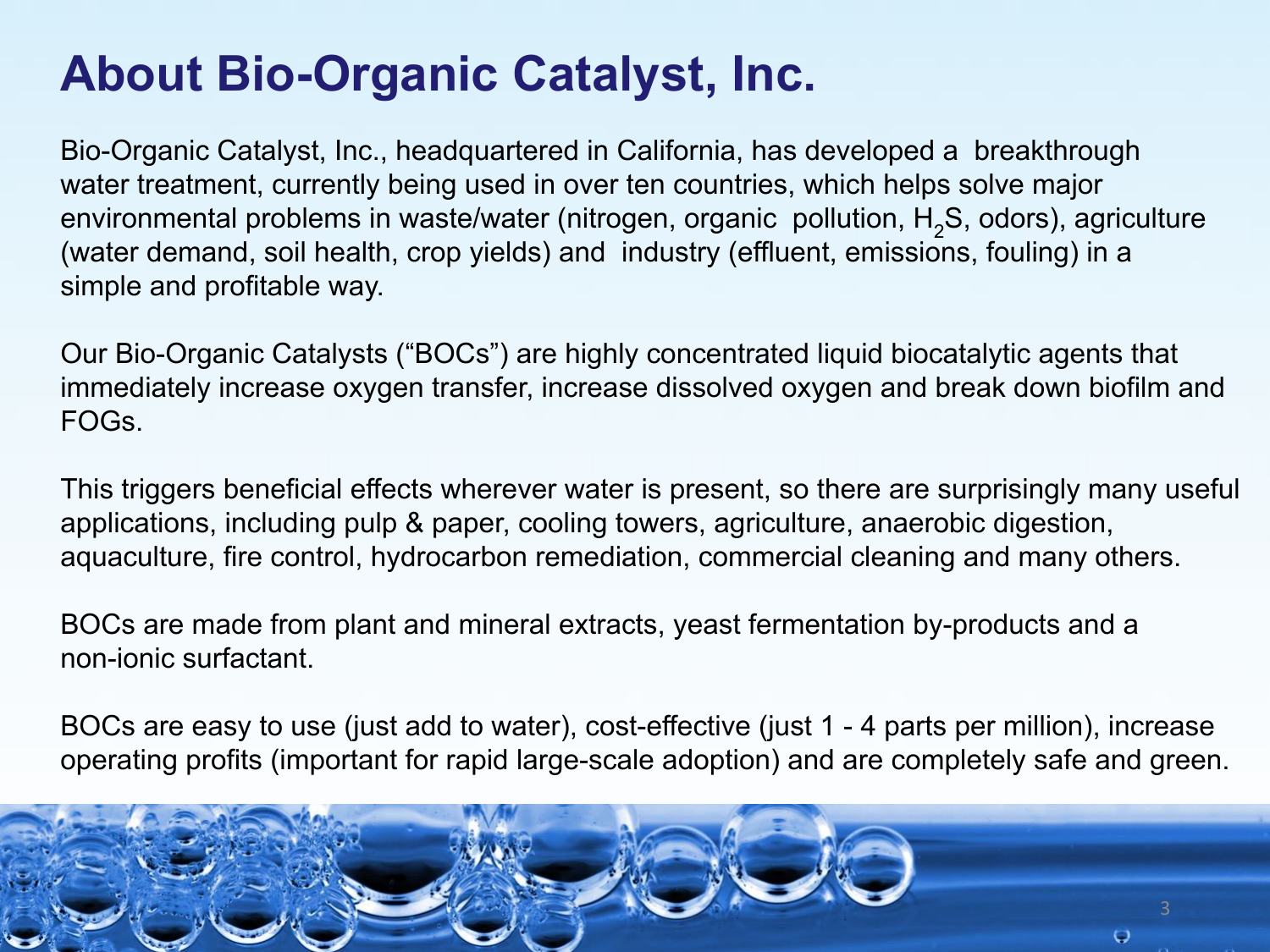# About Bio-Organic Catalyst, Inc.

Bio-Organic Catalyst, Inc., headquartered in California, has developed a breakthrough water treatment, currently being used in over ten countries, which helps solve major environmental problems in waste/water (nitrogen, organic pollution, $H_2S$, odors), agriculture (water demand, soil health, crop yields) and industry (effluent, emissions, fouling) in a simple and profitable way.

Our Bio-Organic Catalysts ("BOCs") are highly concentrated liquid biocatalytic agents that immediately increase oxygen transfer, increase dissolved oxygen and break down biofilm and FOGs.

This triggers beneficial effects wherever water is present, so there are surprisingly many useful applications, including pulp & paper, cooling towers, agriculture, anaerobic digestion, aquaculture, fire control, hydrocarbon remediation, commercial cleaning and many others.

BOCs are made from plant and mineral extracts, yeast fermentation by-products and a non-ionic surfactant.

BOCs are easy to use (just add to water), cost-effective (just 1 - 4 parts per million), increase operating profits (important for rapid large-scale adoption) and are completely safe and green.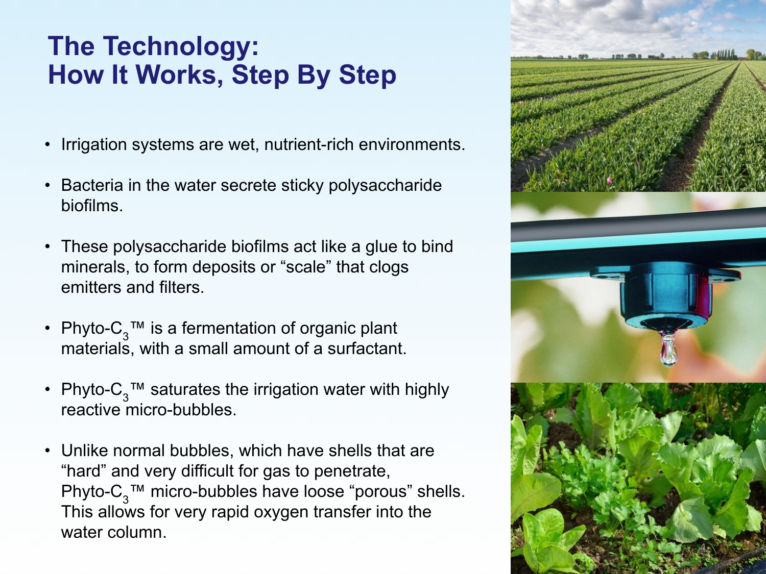# The Technology: How It Works, Step By Step

- Irrigation systems are wet, nutrient-rich environments.
- Bacteria in the water secrete sticky polysaccharide biofilms.
- These polysaccharide biofilms act like a glue to bind minerals, to form deposits or “scale” that clogs emitters and filters.
- Phyto-$C_3$™ is a fermentation of organic plant materials, with a small amount of a surfactant.
- Phyto-$C_3$™ saturates the irrigation water with highly reactive micro-bubbles.
- Unlike normal bubbles, which have shells that are “hard” and very difficult for gas to penetrate, Phyto-$C_3$™ micro-bubbles have loose “porous” shells. This allows for very rapid oxygen transfer into the water column.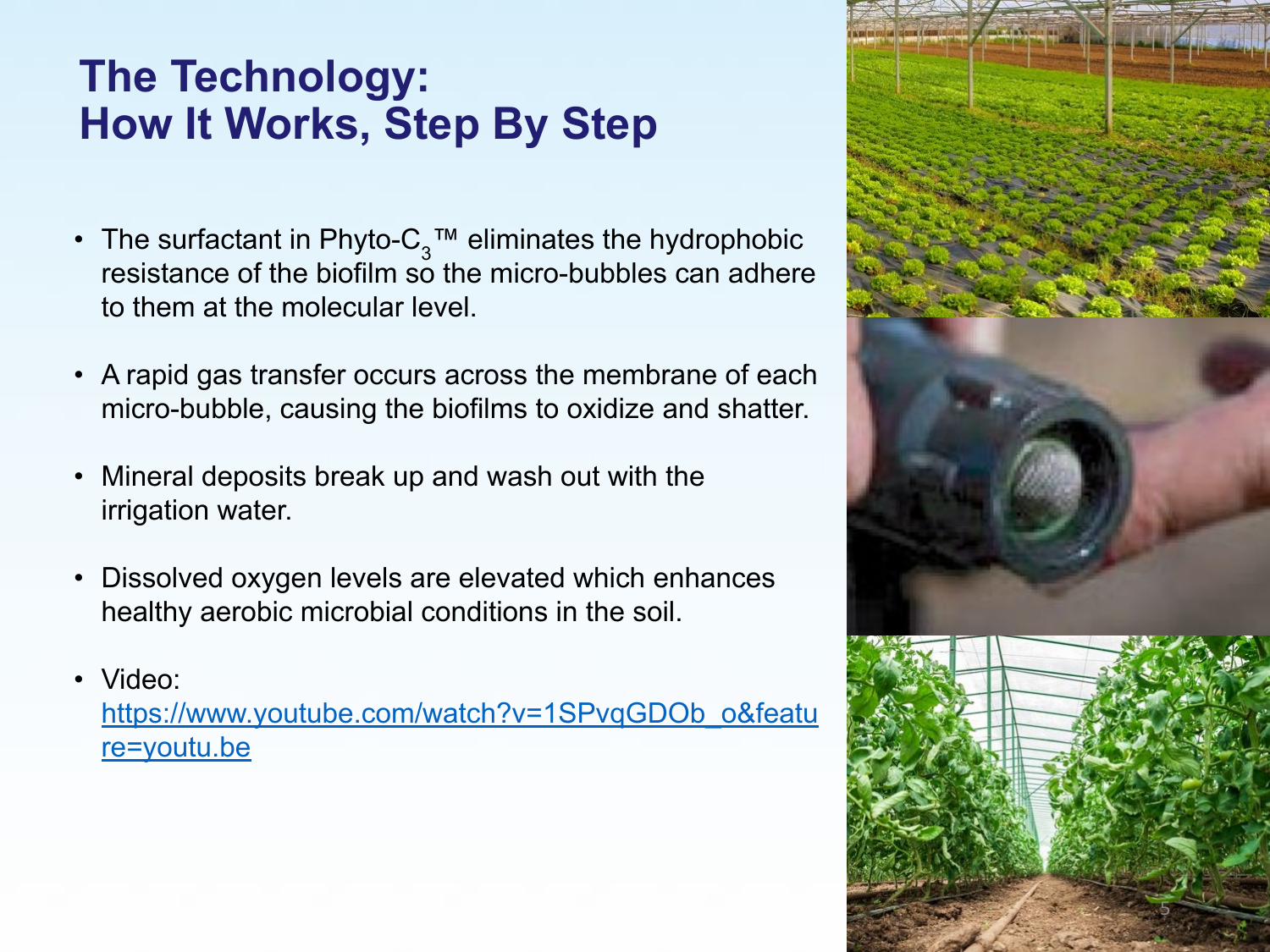# The Technology:
# How It Works, Step By Step

- The surfactant in Phyto-$C_3$™ eliminates the hydrophobic resistance of the biofilm so the micro-bubbles can adhere to them at the molecular level.
- A rapid gas transfer occurs across the membrane of each micro-bubble, causing the biofilms to oxidize and shatter.
- Mineral deposits break up and wash out with the irrigation water.
- Dissolved oxygen levels are elevated which enhances healthy aerobic microbial conditions in the soil.
- Video: https://www.youtube.com/watch?v=1SPvqGDOb_o&feature=youtu.be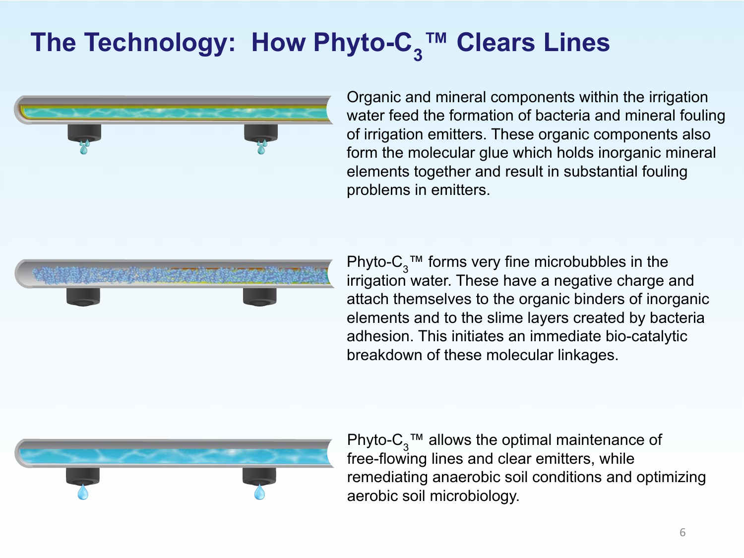# The Technology: How Phyto-$C_3$™ Clears Lines

Organic and mineral components within the irrigation water feed the formation of bacteria and mineral fouling of irrigation emitters. These organic components also form the molecular glue which holds inorganic mineral elements together and result in substantial fouling problems in emitters.

Phyto-$C_3$™ forms very fine microbubbles in the irrigation water. These have a negative charge and attach themselves to the organic binders of inorganic elements and to the slime layers created by bacteria adhesion. This initiates an immediate bio-catalytic breakdown of these molecular linkages.

Phyto-$C_3$™ allows the optimal maintenance of free-flowing lines and clear emitters, while remediating anaerobic soil conditions and optimizing aerobic soil microbiology.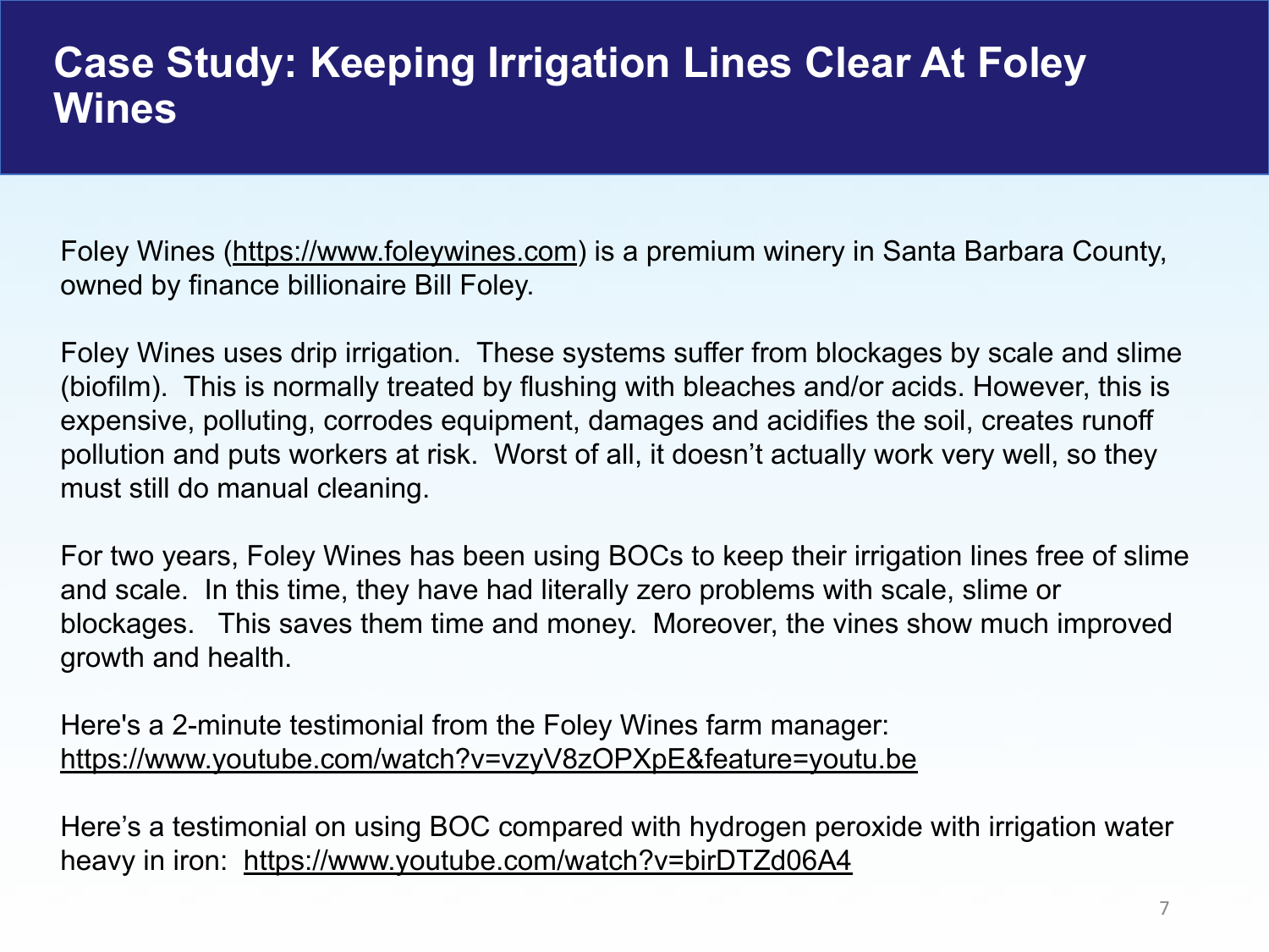# Case Study: Keeping Irrigation Lines Clear At Foley Wines

Foley Wines (https://www.foleywines.com) is a premium winery in Santa Barbara County, owned by finance billionaire Bill Foley.

Foley Wines uses drip irrigation. These systems suffer from blockages by scale and slime (biofilm). This is normally treated by flushing with bleaches and/or acids. However, this is expensive, polluting, corrodes equipment, damages and acidifies the soil, creates runoff pollution and puts workers at risk. Worst of all, it doesn't actually work very well, so they must still do manual cleaning.

For two years, Foley Wines has been using BOCs to keep their irrigation lines free of slime and scale. In this time, they have had literally zero problems with scale, slime or blockages. This saves them time and money. Moreover, the vines show much improved growth and health.

Here's a 2-minute testimonial from the Foley Wines farm manager: https://www.youtube.com/watch?v=vzyV8zOPXpE&feature=youtu.be

Here's a testimonial on using BOC compared with hydrogen peroxide with irrigation water heavy in iron: https://www.youtube.com/watch?v=birDTZd06A4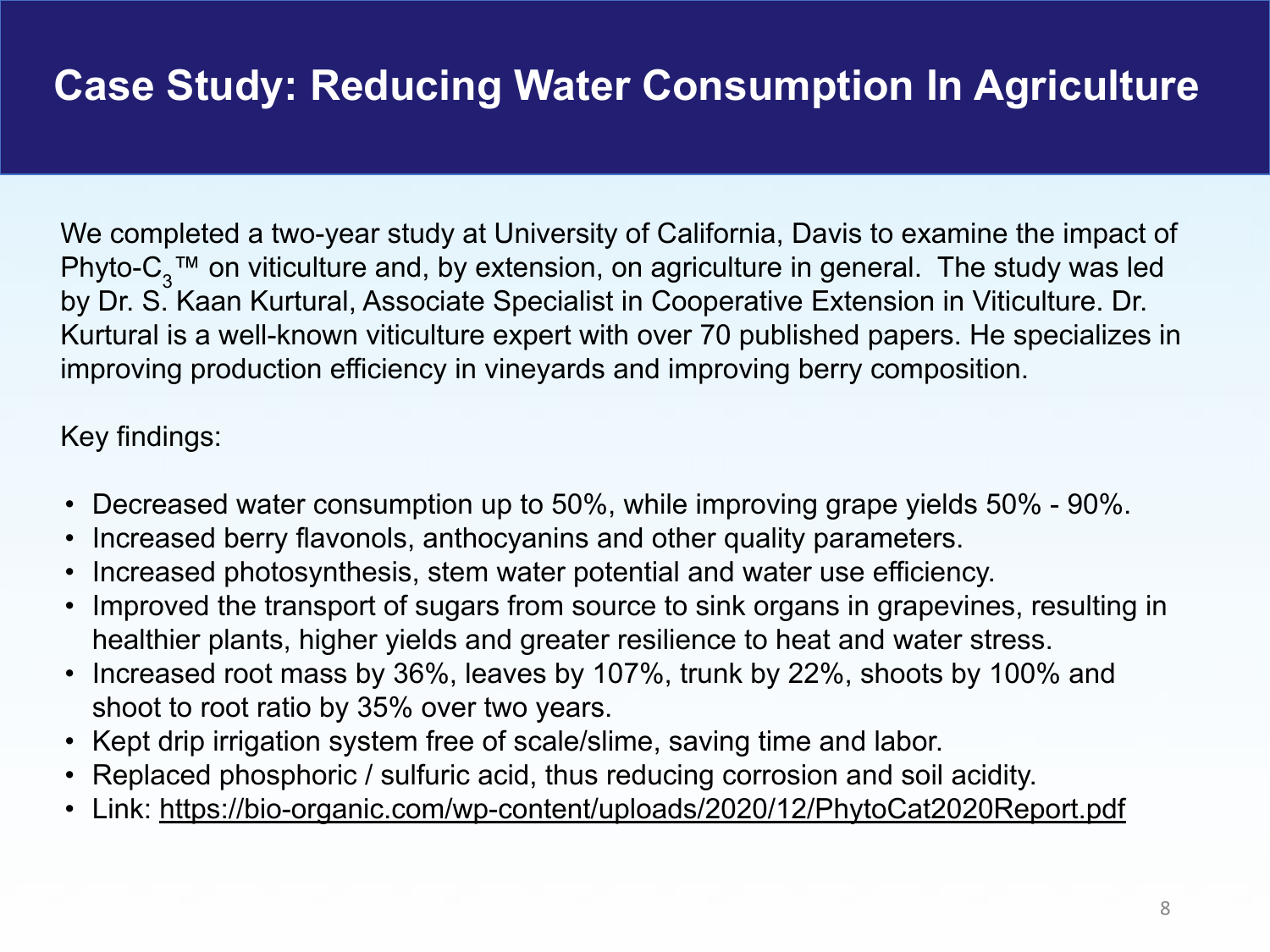# Case Study: Reducing Water Consumption In Agriculture

We completed a two-year study at University of California, Davis to examine the impact of Phyto-$C_3$™ on viticulture and, by extension, on agriculture in general. The study was led by Dr. S. Kaan Kurtural, Associate Specialist in Cooperative Extension in Viticulture. Dr. Kurtural is a well-known viticulture expert with over 70 published papers. He specializes in improving production efficiency in vineyards and improving berry composition.

Key findings:

- Decreased water consumption up to 50%, while improving grape yields 50% - 90%.
- Increased berry flavonols, anthocyanins and other quality parameters.
- Increased photosynthesis, stem water potential and water use efficiency.
- Improved the transport of sugars from source to sink organs in grapevines, resulting in healthier plants, higher yields and greater resilience to heat and water stress.
- Increased root mass by 36%, leaves by 107%, trunk by 22%, shoots by 100% and shoot to root ratio by 35% over two years.
- Kept drip irrigation system free of scale/slime, saving time and labor.
- Replaced phosphoric / sulfuric acid, thus reducing corrosion and soil acidity.
- Link: https://bio-organic.com/wp-content/uploads/2020/12/PhytoCat2020Report.pdf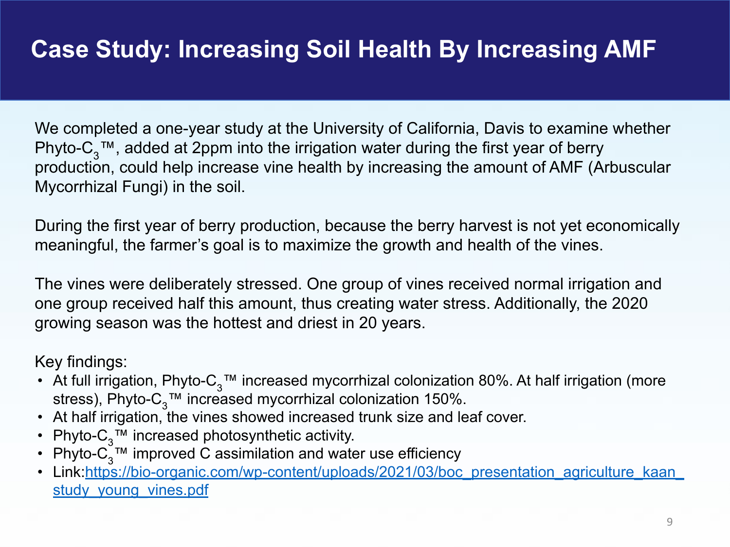# Case Study: Increasing Soil Health By Increasing AMF

We completed a one-year study at the University of California, Davis to examine whether Phyto-$C_3$™, added at 2ppm into the irrigation water during the first year of berry production, could help increase vine health by increasing the amount of AMF (Arbuscular Mycorrhizal Fungi) in the soil.

During the first year of berry production, because the berry harvest is not yet economically meaningful, the farmer's goal is to maximize the growth and health of the vines.

The vines were deliberately stressed. One group of vines received normal irrigation and one group received half this amount, thus creating water stress. Additionally, the 2020 growing season was the hottest and driest in 20 years.

Key findings:

- At full irrigation, Phyto-$C_3$™ increased mycorrhizal colonization 80%. At half irrigation (more stress), Phyto-$C_3$™ increased mycorrhizal colonization 150%.
- At half irrigation, the vines showed increased trunk size and leaf cover.
- Phyto-$C_3$™ increased photosynthetic activity.
- Phyto-$C_3$™ improved C assimilation and water use efficiency
- Link:https://bio-organic.com/wp-content/uploads/2021/03/boc_presentation_agriculture_kaan_study_young_vines.pdf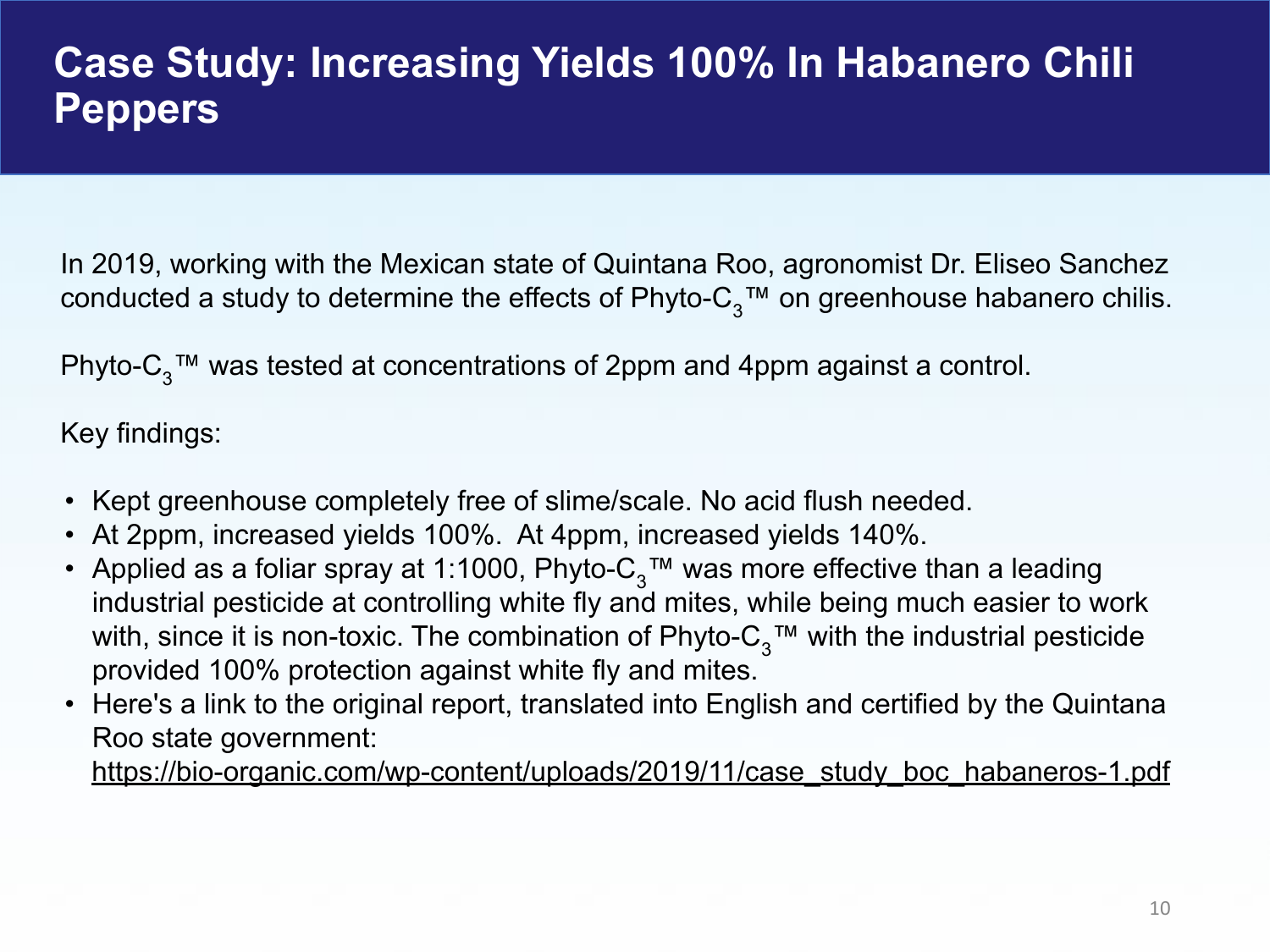# Case Study: Increasing Yields 100% In Habanero Chili Peppers

In 2019, working with the Mexican state of Quintana Roo, agronomist Dr. Eliseo Sanchez conducted a study to determine the effects of Phyto-$C_3$™ on greenhouse habanero chilis.

Phyto-$C_3$™ was tested at concentrations of 2ppm and 4ppm against a control.

Key findings:

- Kept greenhouse completely free of slime/scale. No acid flush needed.
- At 2ppm, increased yields 100%. At 4ppm, increased yields 140%.
- Applied as a foliar spray at 1:1000, Phyto-$C_3$™ was more effective than a leading industrial pesticide at controlling white fly and mites, while being much easier to work with, since it is non-toxic. The combination of Phyto-$C_3$™ with the industrial pesticide provided 100% protection against white fly and mites.
- Here's a link to the original report, translated into English and certified by the Quintana Roo state government: https://bio-organic.com/wp-content/uploads/2019/11/case_study_boc_habaneros-1.pdf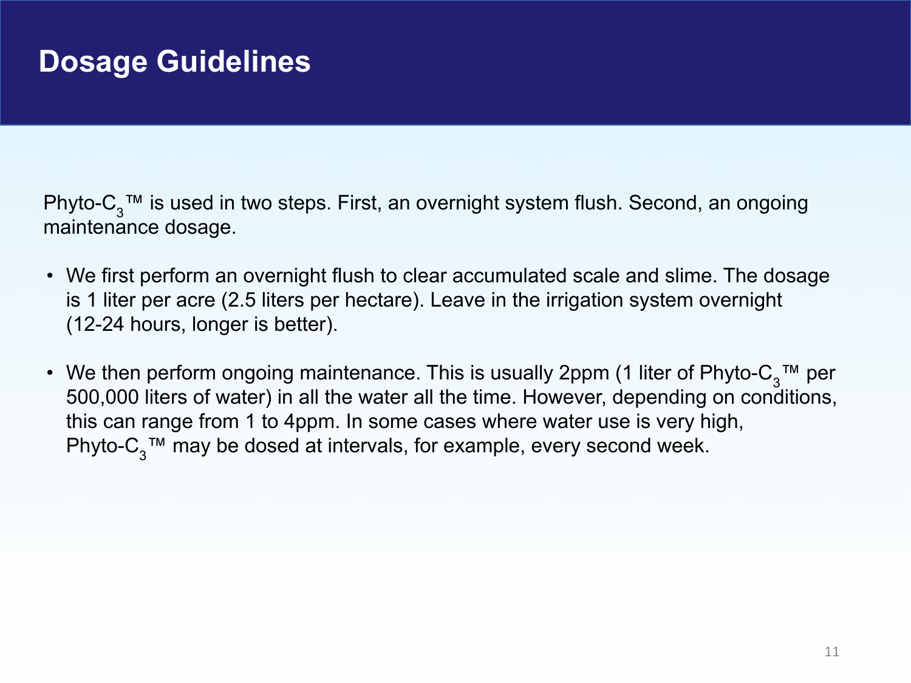# Dosage Guidelines

Phyto-$C_3$™ is used in two steps. First, an overnight system flush. Second, an ongoing maintenance dosage.

- We first perform an overnight flush to clear accumulated scale and slime. The dosage is 1 liter per acre (2.5 liters per hectare). Leave in the irrigation system overnight (12-24 hours, longer is better).

- We then perform ongoing maintenance. This is usually 2ppm (1 liter of Phyto-$C_3$™ per 500,000 liters of water) in all the water all the time. However, depending on conditions, this can range from 1 to 4ppm. In some cases where water use is very high, Phyto-$C_3$™ may be dosed at intervals, for example, every second week.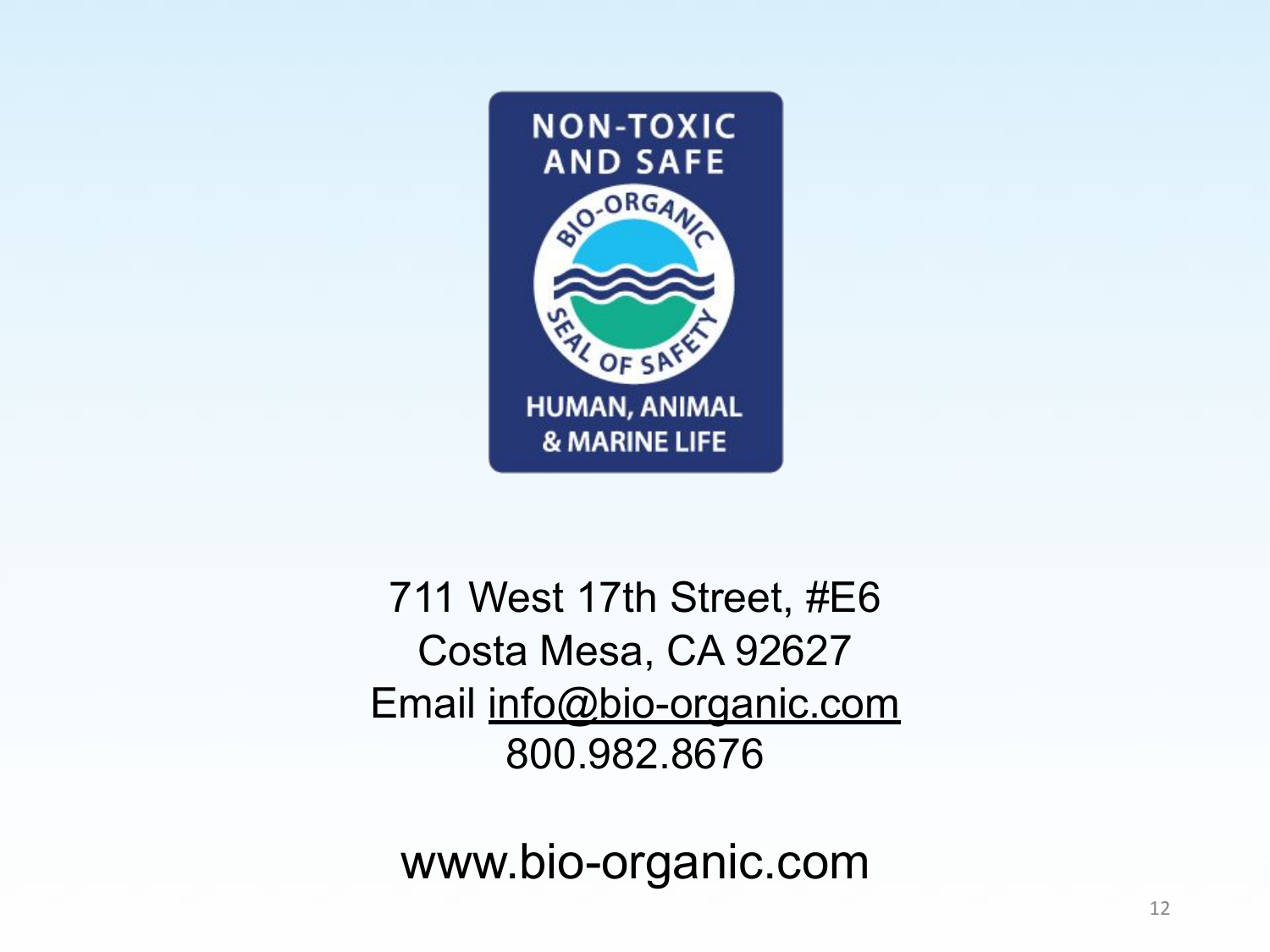NON-TOXIC AND SAFE

BIO-ORGANIC SEAL OF SAFETY

HUMAN, ANIMAL & MARINE LIFE

711 West 17th Street, #E6
Costa Mesa, CA 92627
Email info@bio-organic.com
800.982.8676

www.bio-organic.com